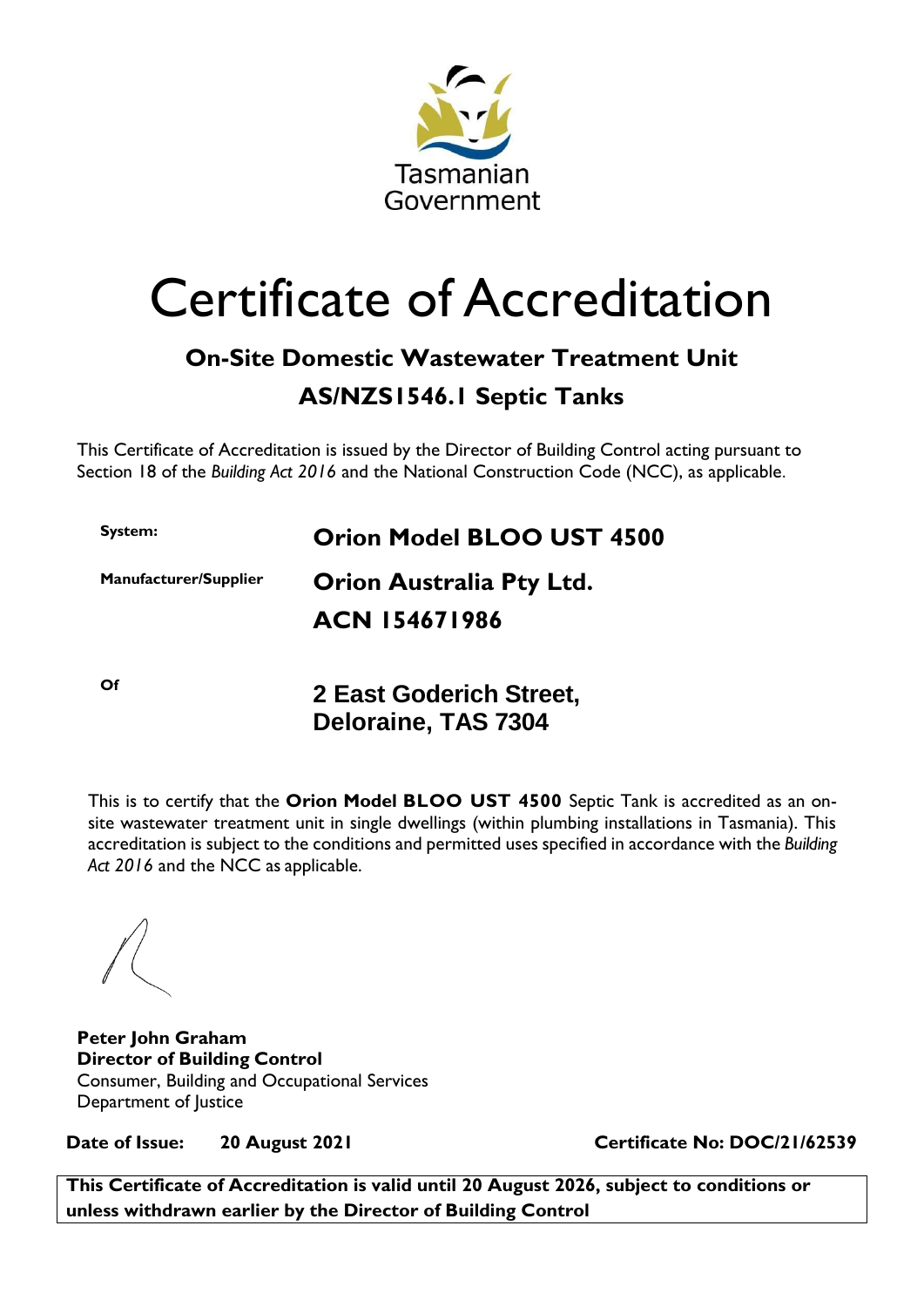Tasmanian Government

# Certificate of Accreditation

## On-Site Domestic Wastewater Treatment Unit

## AS/NZS1546.1 Septic Tanks

This Certificate of Accreditation is issued by the Director of Building Control acting pursuant to Section 18 of the *Building Act 2016* and the National Construction Code (NCC), as applicable.

| | |
|---|---|
| **System:** | **Orion Model BLOO UST 4500** |
| **Manufacturer/Supplier** | **Orion Australia Pty Ltd.** <br> **ACN 154671986** |
| **Of** | **2 East Goderich Street, Deloraine, TAS 7304** |

This is to certify that the **Orion Model BLOO UST 4500** Septic Tank is accredited as an on-site wastewater treatment unit in single dwellings (within plumbing installations in Tasmania). This accreditation is subject to the conditions and permitted uses specified in accordance with the *Building Act 2016* and the NCC as applicable.

**Peter John Graham**
**Director of Building Control**
Consumer, Building and Occupational Services
Department of Justice

**Date of Issue: 20 August 2021** **Certificate No: DOC/21/62539**

**This Certificate of Accreditation is valid until 20 August 2026, subject to conditions or unless withdrawn earlier by the Director of Building Control**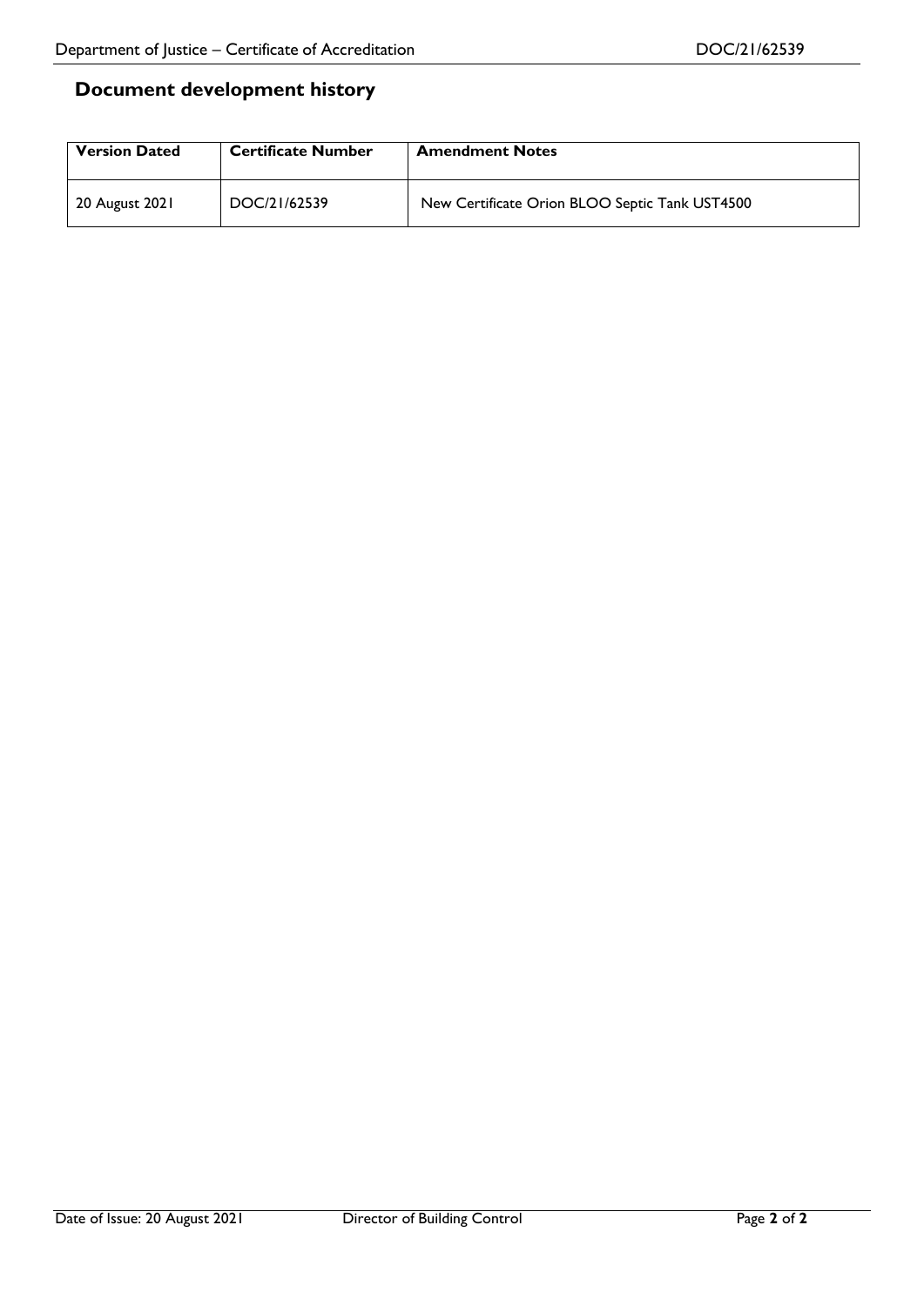## Document development history

| Version Dated | Certificate Number | Amendment Notes |
|---|---|---|
| 20 August 2021 | DOC/21/62539 | New Certificate Orion BLOO Septic Tank UST4500 |